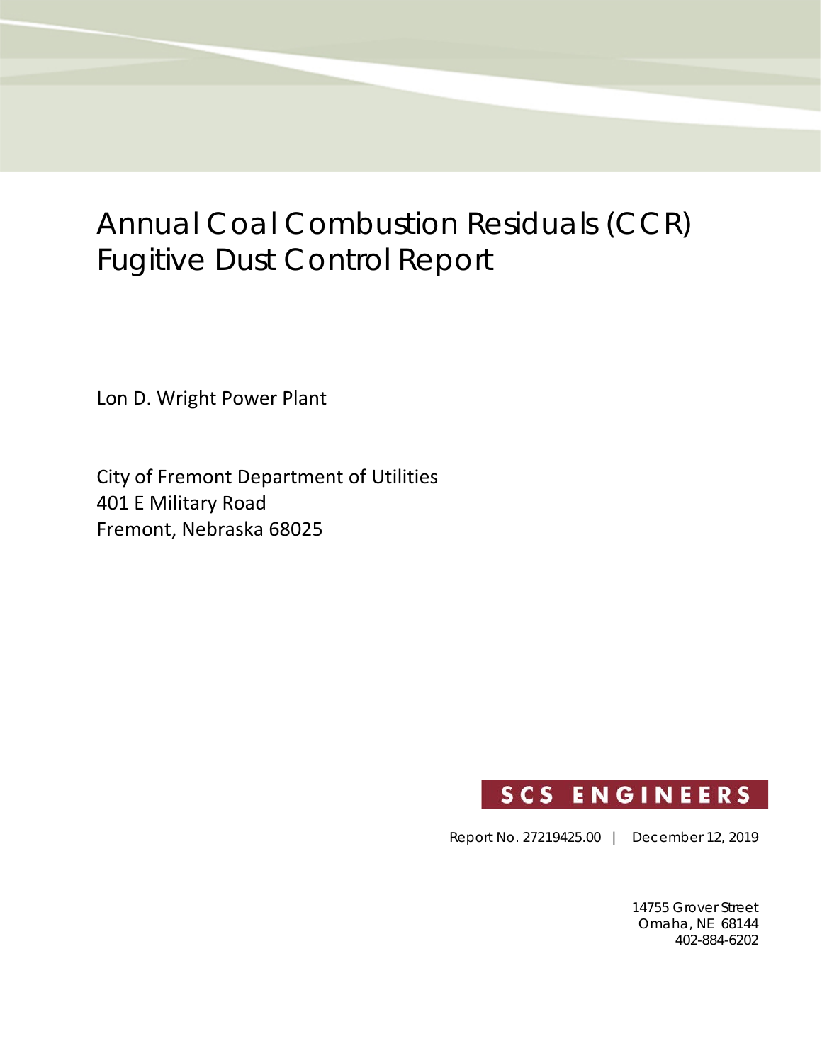# Annual Coal Combustion Residuals (CCR) Fugitive Dust Control Report

Lon D. Wright Power Plant

City of Fremont Department of Utilities
401 E Military Road
Fremont, Nebraska 68025

SCS ENGINEERS

Report No. 27219425.00 | December 12, 2019

14755 Grover Street
Omaha, NE 68144
402-884-6202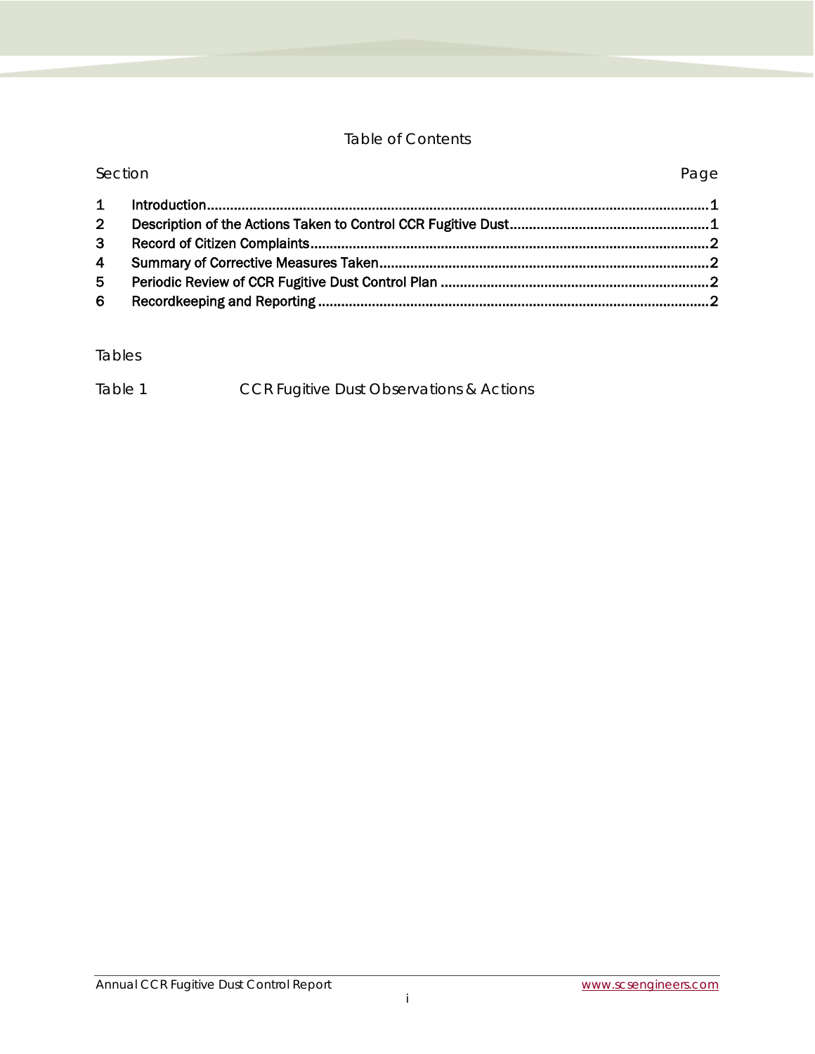# Table of Contents

| Section | | Page |
|---|---|---|
| 1 | **Introduction** | 1 |
| 2 | **Description of the Actions Taken to Control CCR Fugitive Dust** | 1 |
| 3 | **Record of Citizen Complaints** | 2 |
| 4 | **Summary of Corrective Measures Taken** | 2 |
| 5 | **Periodic Review of CCR Fugitive Dust Control Plan** | 2 |
| 6 | **Recordkeeping and Reporting** | 2 |

## Tables

Table 1 CCR Fugitive Dust Observations & Actions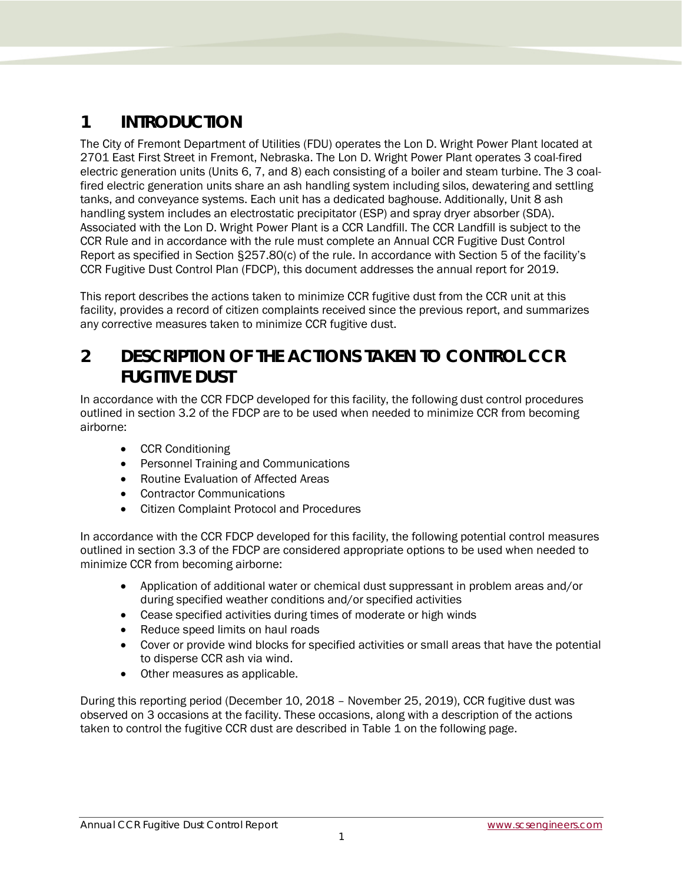# 1 INTRODUCTION

The City of Fremont Department of Utilities (FDU) operates the Lon D. Wright Power Plant located at 2701 East First Street in Fremont, Nebraska. The Lon D. Wright Power Plant operates 3 coal-fired electric generation units (Units 6, 7, and 8) each consisting of a boiler and steam turbine. The 3 coal-fired electric generation units share an ash handling system including silos, dewatering and settling tanks, and conveyance systems. Each unit has a dedicated baghouse. Additionally, Unit 8 ash handling system includes an electrostatic precipitator (ESP) and spray dryer absorber (SDA). Associated with the Lon D. Wright Power Plant is a CCR Landfill. The CCR Landfill is subject to the CCR Rule and in accordance with the rule must complete an Annual CCR Fugitive Dust Control Report as specified in Section §257.80(c) of the rule. In accordance with Section 5 of the facility's CCR Fugitive Dust Control Plan (FDCP), this document addresses the annual report for 2019.

This report describes the actions taken to minimize CCR fugitive dust from the CCR unit at this facility, provides a record of citizen complaints received since the previous report, and summarizes any corrective measures taken to minimize CCR fugitive dust.

# 2 DESCRIPTION OF THE ACTIONS TAKEN TO CONTROL CCR FUGITIVE DUST

In accordance with the CCR FDCP developed for this facility, the following dust control procedures outlined in section 3.2 of the FDCP are to be used when needed to minimize CCR from becoming airborne:

- CCR Conditioning
- Personnel Training and Communications
- Routine Evaluation of Affected Areas
- Contractor Communications
- Citizen Complaint Protocol and Procedures

In accordance with the CCR FDCP developed for this facility, the following potential control measures outlined in section 3.3 of the FDCP are considered appropriate options to be used when needed to minimize CCR from becoming airborne:

- Application of additional water or chemical dust suppressant in problem areas and/or during specified weather conditions and/or specified activities
- Cease specified activities during times of moderate or high winds
- Reduce speed limits on haul roads
- Cover or provide wind blocks for specified activities or small areas that have the potential to disperse CCR ash via wind.
- Other measures as applicable.

During this reporting period (December 10, 2018 – November 25, 2019), CCR fugitive dust was observed on 3 occasions at the facility. These occasions, along with a description of the actions taken to control the fugitive CCR dust are described in Table 1 on the following page.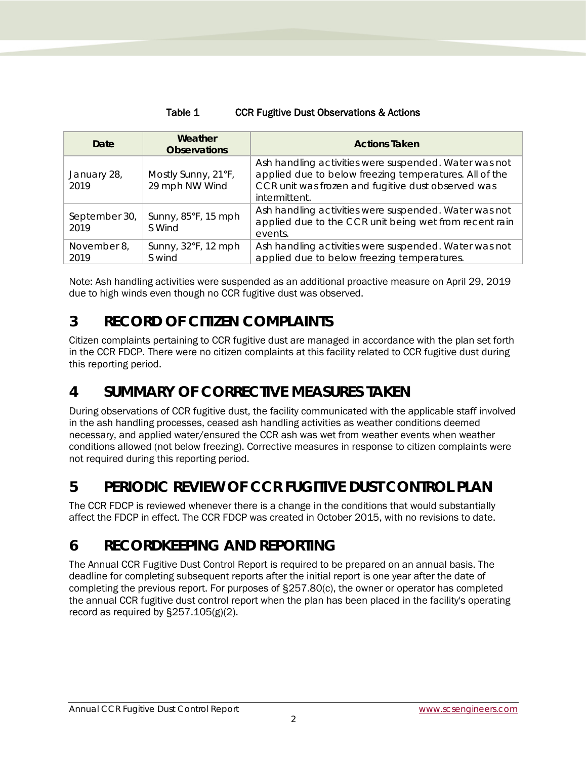Table 1 CCR Fugitive Dust Observations & Actions

| Date | Weather Observations | Actions Taken |
| --- | --- | --- |
| January 28, 2019 | Mostly Sunny, 21°F, 29 mph NW Wind | Ash handling activities were suspended. Water was not applied due to below freezing temperatures. All of the CCR unit was frozen and fugitive dust observed was intermittent. |
| September 30, 2019 | Sunny, 85°F, 15 mph S Wind | Ash handling activities were suspended. Water was not applied due to the CCR unit being wet from recent rain events. |
| November 8, 2019 | Sunny, 32°F, 12 mph S wind | Ash handling activities were suspended. Water was not applied due to below freezing temperatures. |

Note: Ash handling activities were suspended as an additional proactive measure on April 29, 2019 due to high winds even though no CCR fugitive dust was observed.

# 3 RECORD OF CITIZEN COMPLAINTS

Citizen complaints pertaining to CCR fugitive dust are managed in accordance with the plan set forth in the CCR FDCP. There were no citizen complaints at this facility related to CCR fugitive dust during this reporting period.

# 4 SUMMARY OF CORRECTIVE MEASURES TAKEN

During observations of CCR fugitive dust, the facility communicated with the applicable staff involved in the ash handling processes, ceased ash handling activities as weather conditions deemed necessary, and applied water/ensured the CCR ash was wet from weather events when weather conditions allowed (not below freezing). Corrective measures in response to citizen complaints were not required during this reporting period.

# 5 PERIODIC REVIEW OF CCR FUGITIVE DUST CONTROL PLAN

The CCR FDCP is reviewed whenever there is a change in the conditions that would substantially affect the FDCP in effect. The CCR FDCP was created in October 2015, with no revisions to date.

# 6 RECORDKEEPING AND REPORTING

The Annual CCR Fugitive Dust Control Report is required to be prepared on an annual basis. The deadline for completing subsequent reports after the initial report is one year after the date of completing the previous report. For purposes of §257.80(c), the owner or operator has completed the annual CCR fugitive dust control report when the plan has been placed in the facility's operating record as required by §257.105(g)(2).